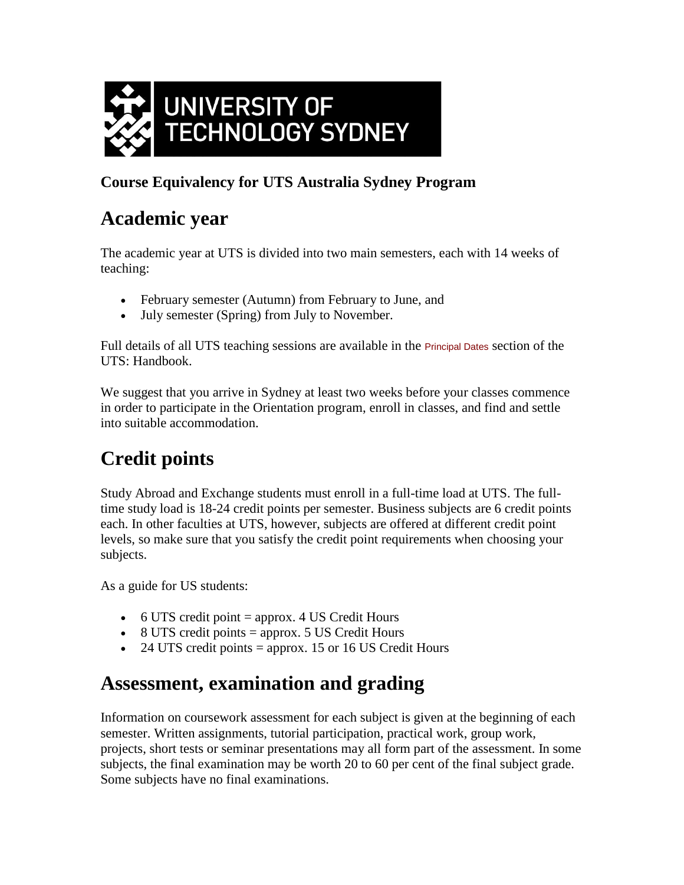UNIVERSITY OF TECHNOLOGY SYDNEY

**Course Equivalency for UTS Australia Sydney Program**

# Academic year

The academic year at UTS is divided into two main semesters, each with 14 weeks of teaching:

- February semester (Autumn) from February to June, and
- July semester (Spring) from July to November.

Full details of all UTS teaching sessions are available in the Principal Dates section of the UTS: Handbook.

We suggest that you arrive in Sydney at least two weeks before your classes commence in order to participate in the Orientation program, enroll in classes, and find and settle into suitable accommodation.

# Credit points

Study Abroad and Exchange students must enroll in a full-time load at UTS. The full-time study load is 18-24 credit points per semester. Business subjects are 6 credit points each. In other faculties at UTS, however, subjects are offered at different credit point levels, so make sure that you satisfy the credit point requirements when choosing your subjects.

As a guide for US students:

- 6 UTS credit point = approx. 4 US Credit Hours
- 8 UTS credit points = approx. 5 US Credit Hours
- 24 UTS credit points = approx. 15 or 16 US Credit Hours

## Assessment, examination and grading

Information on coursework assessment for each subject is given at the beginning of each semester. Written assignments, tutorial participation, practical work, group work, projects, short tests or seminar presentations may all form part of the assessment. In some subjects, the final examination may be worth 20 to 60 per cent of the final subject grade. Some subjects have no final examinations.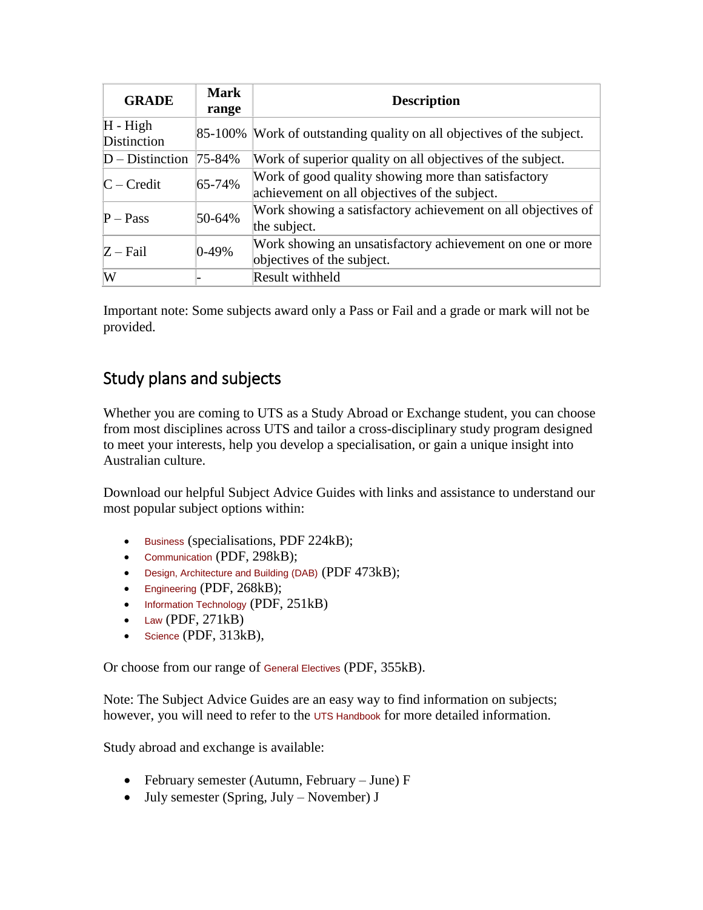| GRADE | Mark range | Description |
|---|---|---|
| H - High Distinction | 85-100% | Work of outstanding quality on all objectives of the subject. |
| D – Distinction | 75-84% | Work of superior quality on all objectives of the subject. |
| C – Credit | 65-74% | Work of good quality showing more than satisfactory achievement on all objectives of the subject. |
| P – Pass | 50-64% | Work showing a satisfactory achievement on all objectives of the subject. |
| Z – Fail | 0-49% | Work showing an unsatisfactory achievement on one or more objectives of the subject. |
| W | - | Result withheld |

Important note: Some subjects award only a Pass or Fail and a grade or mark will not be provided.

## Study plans and subjects

Whether you are coming to UTS as a Study Abroad or Exchange student, you can choose from most disciplines across UTS and tailor a cross-disciplinary study program designed to meet your interests, help you develop a specialisation, or gain a unique insight into Australian culture.

Download our helpful Subject Advice Guides with links and assistance to understand our most popular subject options within:

- Business (specialisations, PDF 224kB);
- Communication (PDF, 298kB);
- Design, Architecture and Building (DAB) (PDF 473kB);
- Engineering (PDF, 268kB);
- Information Technology (PDF, 251kB)
- Law (PDF, 271kB)
- Science (PDF, 313kB),

Or choose from our range of General Electives (PDF, 355kB).

Note: The Subject Advice Guides are an easy way to find information on subjects; however, you will need to refer to the UTS Handbook for more detailed information.

Study abroad and exchange is available:

- February semester (Autumn, February – June) F
- July semester (Spring, July – November) J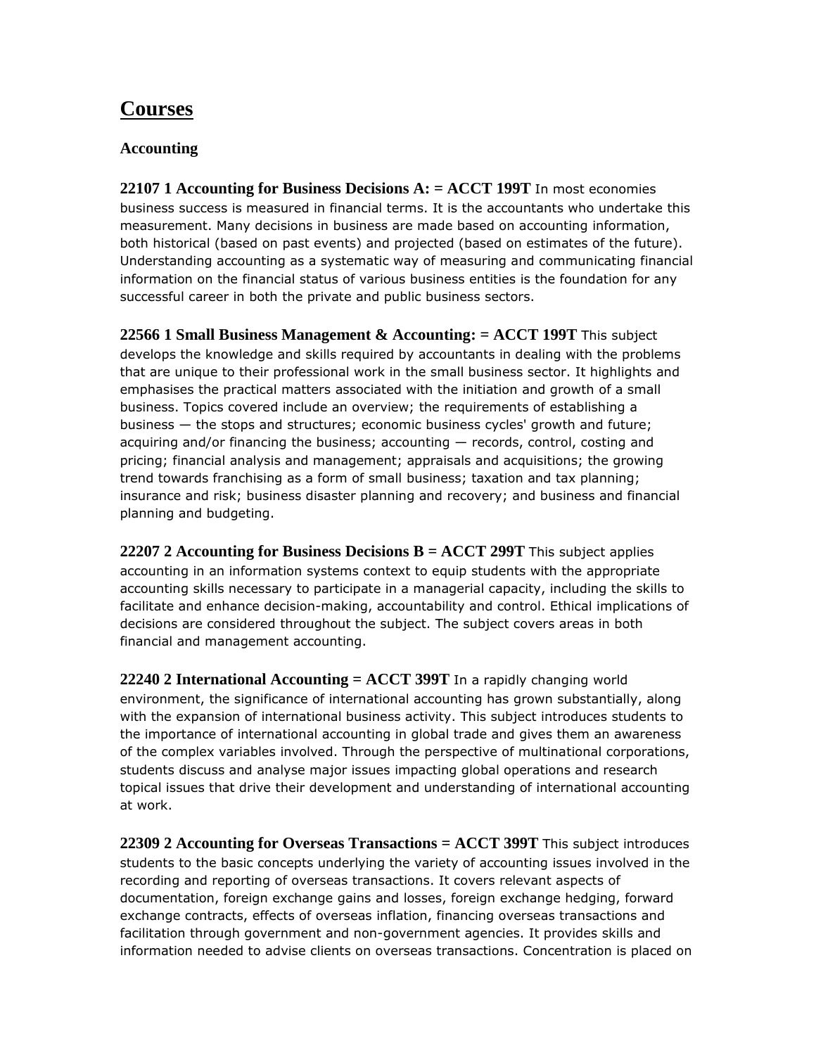# Courses

### Accounting

**22107 1 Accounting for Business Decisions A: = ACCT 199T** In most economies business success is measured in financial terms. It is the accountants who undertake this measurement. Many decisions in business are made based on accounting information, both historical (based on past events) and projected (based on estimates of the future). Understanding accounting as a systematic way of measuring and communicating financial information on the financial status of various business entities is the foundation for any successful career in both the private and public business sectors.

**22566 1 Small Business Management & Accounting: = ACCT 199T** This subject develops the knowledge and skills required by accountants in dealing with the problems that are unique to their professional work in the small business sector. It highlights and emphasises the practical matters associated with the initiation and growth of a small business. Topics covered include an overview; the requirements of establishing a business — the stops and structures; economic business cycles' growth and future; acquiring and/or financing the business; accounting — records, control, costing and pricing; financial analysis and management; appraisals and acquisitions; the growing trend towards franchising as a form of small business; taxation and tax planning; insurance and risk; business disaster planning and recovery; and business and financial planning and budgeting.

**22207 2 Accounting for Business Decisions B = ACCT 299T** This subject applies accounting in an information systems context to equip students with the appropriate accounting skills necessary to participate in a managerial capacity, including the skills to facilitate and enhance decision-making, accountability and control. Ethical implications of decisions are considered throughout the subject. The subject covers areas in both financial and management accounting.

**22240 2 International Accounting = ACCT 399T** In a rapidly changing world environment, the significance of international accounting has grown substantially, along with the expansion of international business activity. This subject introduces students to the importance of international accounting in global trade and gives them an awareness of the complex variables involved. Through the perspective of multinational corporations, students discuss and analyse major issues impacting global operations and research topical issues that drive their development and understanding of international accounting at work.

**22309 2 Accounting for Overseas Transactions = ACCT 399T** This subject introduces students to the basic concepts underlying the variety of accounting issues involved in the recording and reporting of overseas transactions. It covers relevant aspects of documentation, foreign exchange gains and losses, foreign exchange hedging, forward exchange contracts, effects of overseas inflation, financing overseas transactions and facilitation through government and non-government agencies. It provides skills and information needed to advise clients on overseas transactions. Concentration is placed on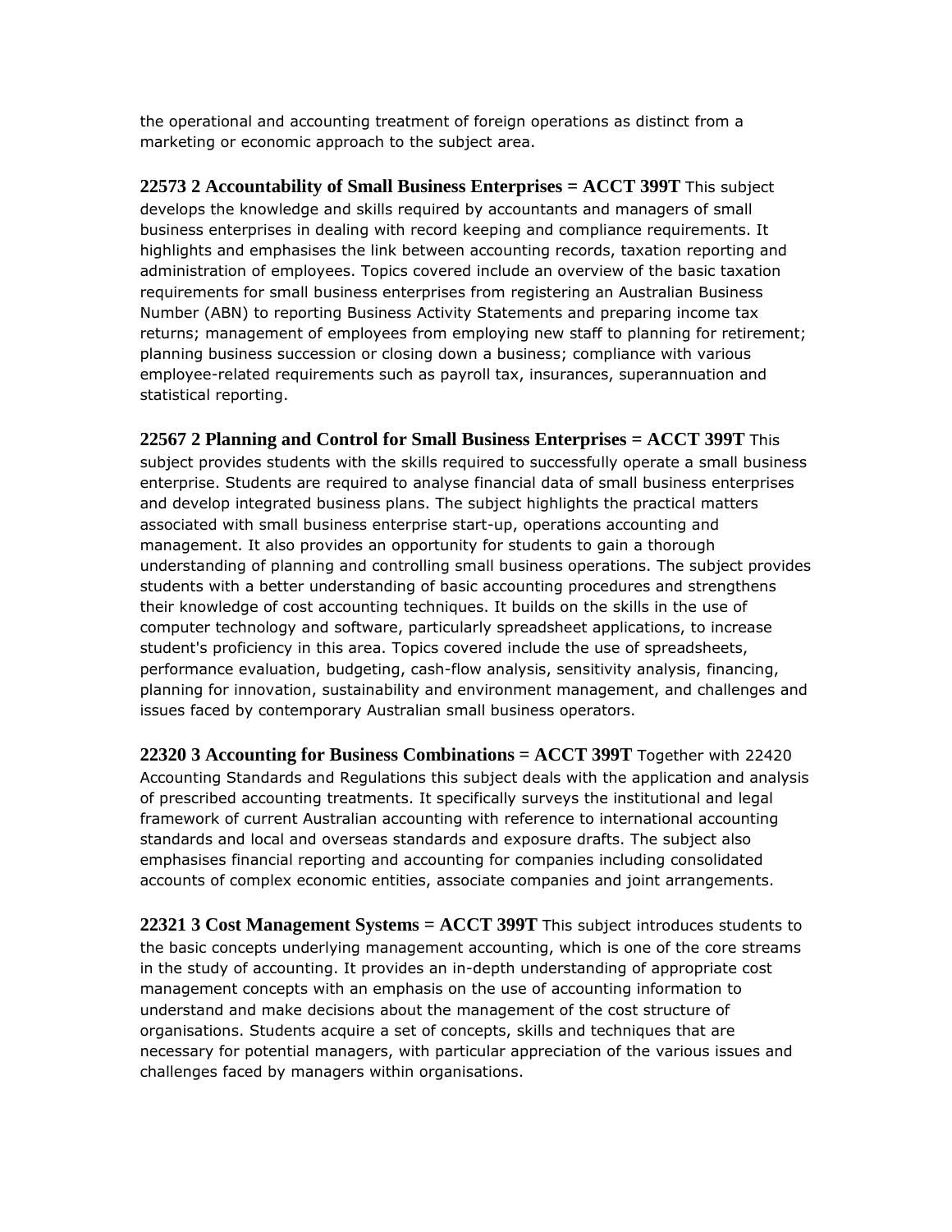the operational and accounting treatment of foreign operations as distinct from a marketing or economic approach to the subject area.

**22573 2 Accountability of Small Business Enterprises = ACCT 399T** This subject develops the knowledge and skills required by accountants and managers of small business enterprises in dealing with record keeping and compliance requirements. It highlights and emphasises the link between accounting records, taxation reporting and administration of employees. Topics covered include an overview of the basic taxation requirements for small business enterprises from registering an Australian Business Number (ABN) to reporting Business Activity Statements and preparing income tax returns; management of employees from employing new staff to planning for retirement; planning business succession or closing down a business; compliance with various employee-related requirements such as payroll tax, insurances, superannuation and statistical reporting.

**22567 2 Planning and Control for Small Business Enterprises = ACCT 399T** This subject provides students with the skills required to successfully operate a small business enterprise. Students are required to analyse financial data of small business enterprises and develop integrated business plans. The subject highlights the practical matters associated with small business enterprise start-up, operations accounting and management. It also provides an opportunity for students to gain a thorough understanding of planning and controlling small business operations. The subject provides students with a better understanding of basic accounting procedures and strengthens their knowledge of cost accounting techniques. It builds on the skills in the use of computer technology and software, particularly spreadsheet applications, to increase student's proficiency in this area. Topics covered include the use of spreadsheets, performance evaluation, budgeting, cash-flow analysis, sensitivity analysis, financing, planning for innovation, sustainability and environment management, and challenges and issues faced by contemporary Australian small business operators.

**22320 3 Accounting for Business Combinations = ACCT 399T** Together with 22420 Accounting Standards and Regulations this subject deals with the application and analysis of prescribed accounting treatments. It specifically surveys the institutional and legal framework of current Australian accounting with reference to international accounting standards and local and overseas standards and exposure drafts. The subject also emphasises financial reporting and accounting for companies including consolidated accounts of complex economic entities, associate companies and joint arrangements.

**22321 3 Cost Management Systems = ACCT 399T** This subject introduces students to the basic concepts underlying management accounting, which is one of the core streams in the study of accounting. It provides an in-depth understanding of appropriate cost management concepts with an emphasis on the use of accounting information to understand and make decisions about the management of the cost structure of organisations. Students acquire a set of concepts, skills and techniques that are necessary for potential managers, with particular appreciation of the various issues and challenges faced by managers within organisations.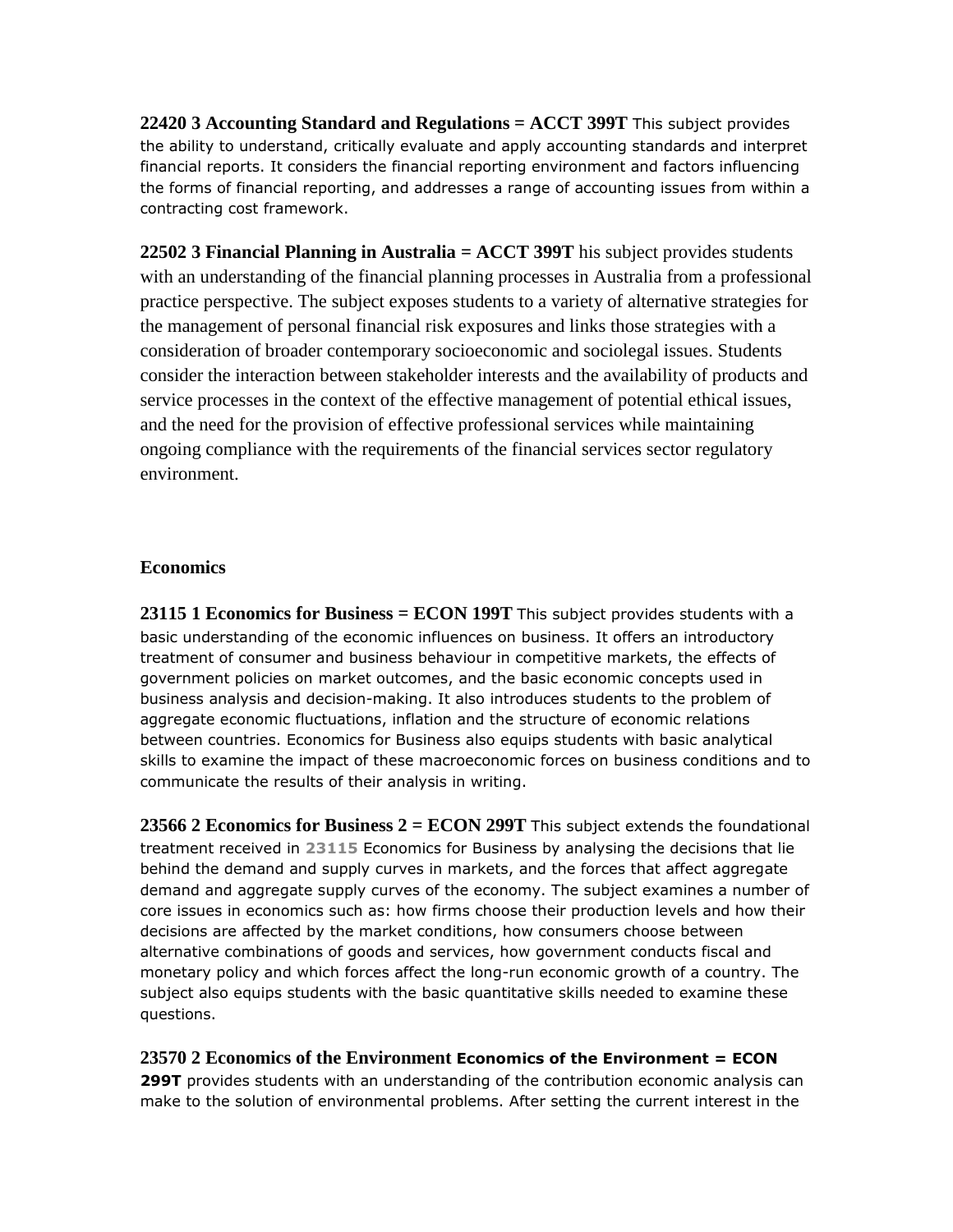**22420 3 Accounting Standard and Regulations = ACCT 399T** This subject provides the ability to understand, critically evaluate and apply accounting standards and interpret financial reports. It considers the financial reporting environment and factors influencing the forms of financial reporting, and addresses a range of accounting issues from within a contracting cost framework.

**22502 3 Financial Planning in Australia = ACCT 399T** his subject provides students with an understanding of the financial planning processes in Australia from a professional practice perspective. The subject exposes students to a variety of alternative strategies for the management of personal financial risk exposures and links those strategies with a consideration of broader contemporary socioeconomic and sociolegal issues. Students consider the interaction between stakeholder interests and the availability of products and service processes in the context of the effective management of potential ethical issues, and the need for the provision of effective professional services while maintaining ongoing compliance with the requirements of the financial services sector regulatory environment.

**Economics**

**23115 1 Economics for Business = ECON 199T** This subject provides students with a basic understanding of the economic influences on business. It offers an introductory treatment of consumer and business behaviour in competitive markets, the effects of government policies on market outcomes, and the basic economic concepts used in business analysis and decision-making. It also introduces students to the problem of aggregate economic fluctuations, inflation and the structure of economic relations between countries. Economics for Business also equips students with basic analytical skills to examine the impact of these macroeconomic forces on business conditions and to communicate the results of their analysis in writing.

**23566 2 Economics for Business 2 = ECON 299T** This subject extends the foundational treatment received in **23115** Economics for Business by analysing the decisions that lie behind the demand and supply curves in markets, and the forces that affect aggregate demand and aggregate supply curves of the economy. The subject examines a number of core issues in economics such as: how firms choose their production levels and how their decisions are affected by the market conditions, how consumers choose between alternative combinations of goods and services, how government conducts fiscal and monetary policy and which forces affect the long-run economic growth of a country. The subject also equips students with the basic quantitative skills needed to examine these questions.

**23570 2 Economics of the Environment Economics of the Environment = ECON 299T** provides students with an understanding of the contribution economic analysis can make to the solution of environmental problems. After setting the current interest in the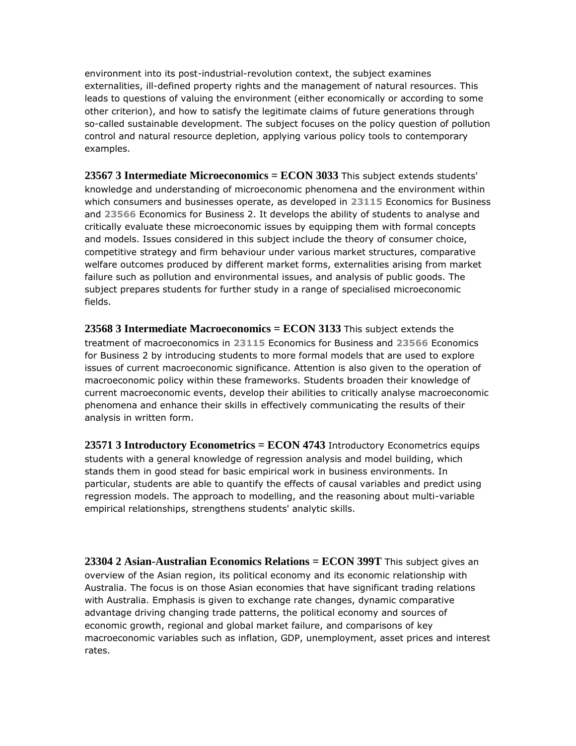environment into its post-industrial-revolution context, the subject examines externalities, ill-defined property rights and the management of natural resources. This leads to questions of valuing the environment (either economically or according to some other criterion), and how to satisfy the legitimate claims of future generations through so-called sustainable development. The subject focuses on the policy question of pollution control and natural resource depletion, applying various policy tools to contemporary examples.

**23567 3 Intermediate Microeconomics = ECON 3033** This subject extends students' knowledge and understanding of microeconomic phenomena and the environment within which consumers and businesses operate, as developed in **23115** Economics for Business and **23566** Economics for Business 2. It develops the ability of students to analyse and critically evaluate these microeconomic issues by equipping them with formal concepts and models. Issues considered in this subject include the theory of consumer choice, competitive strategy and firm behaviour under various market structures, comparative welfare outcomes produced by different market forms, externalities arising from market failure such as pollution and environmental issues, and analysis of public goods. The subject prepares students for further study in a range of specialised microeconomic fields.

**23568 3 Intermediate Macroeconomics = ECON 3133** This subject extends the treatment of macroeconomics in **23115** Economics for Business and **23566** Economics for Business 2 by introducing students to more formal models that are used to explore issues of current macroeconomic significance. Attention is also given to the operation of macroeconomic policy within these frameworks. Students broaden their knowledge of current macroeconomic events, develop their abilities to critically analyse macroeconomic phenomena and enhance their skills in effectively communicating the results of their analysis in written form.

**23571 3 Introductory Econometrics = ECON 4743** Introductory Econometrics equips students with a general knowledge of regression analysis and model building, which stands them in good stead for basic empirical work in business environments. In particular, students are able to quantify the effects of causal variables and predict using regression models. The approach to modelling, and the reasoning about multi-variable empirical relationships, strengthens students' analytic skills.

**23304 2 Asian-Australian Economics Relations = ECON 399T** This subject gives an overview of the Asian region, its political economy and its economic relationship with Australia. The focus is on those Asian economies that have significant trading relations with Australia. Emphasis is given to exchange rate changes, dynamic comparative advantage driving changing trade patterns, the political economy and sources of economic growth, regional and global market failure, and comparisons of key macroeconomic variables such as inflation, GDP, unemployment, asset prices and interest rates.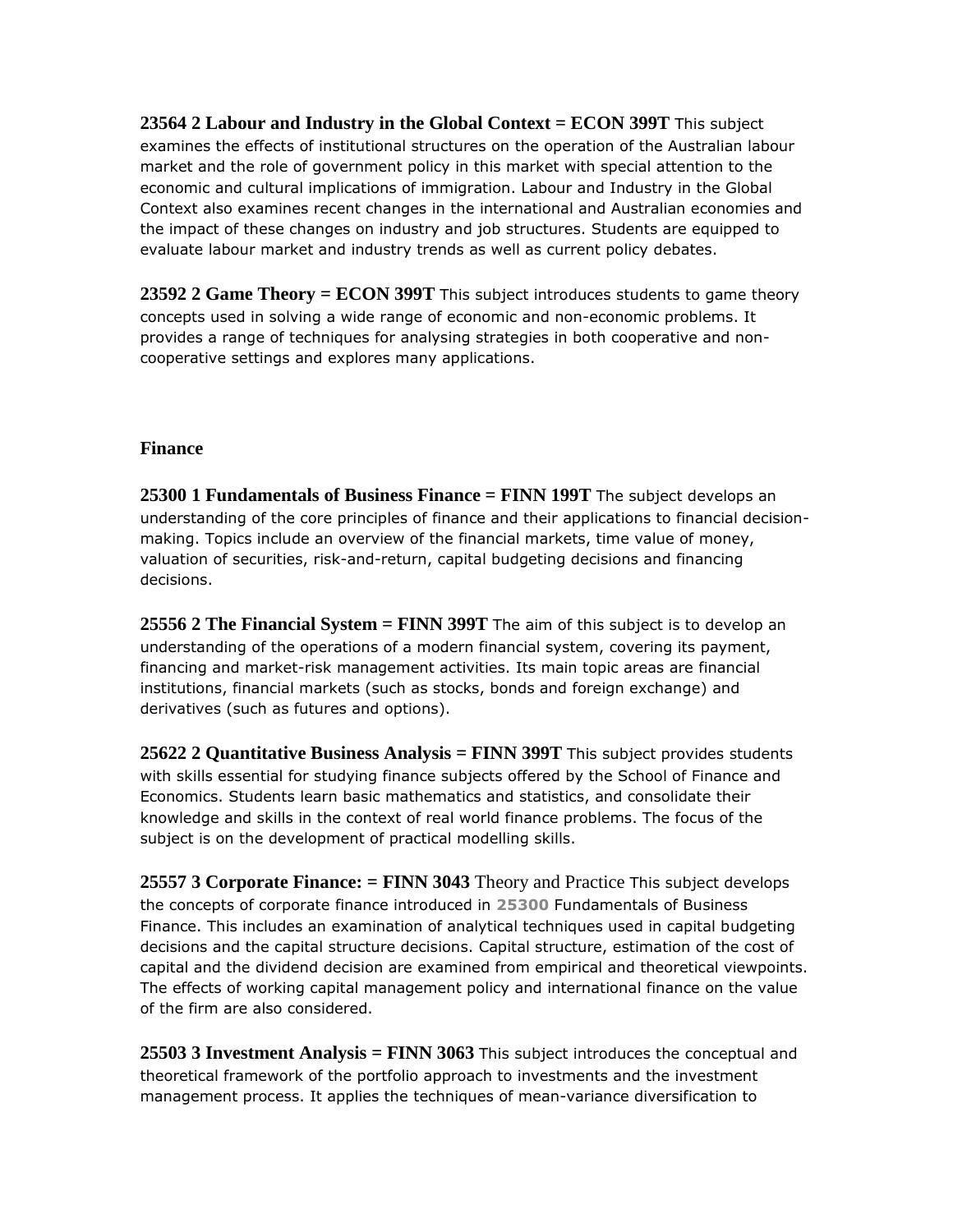**23564 2 Labour and Industry in the Global Context = ECON 399T** This subject examines the effects of institutional structures on the operation of the Australian labour market and the role of government policy in this market with special attention to the economic and cultural implications of immigration. Labour and Industry in the Global Context also examines recent changes in the international and Australian economies and the impact of these changes on industry and job structures. Students are equipped to evaluate labour market and industry trends as well as current policy debates.

**23592 2 Game Theory = ECON 399T** This subject introduces students to game theory concepts used in solving a wide range of economic and non-economic problems. It provides a range of techniques for analysing strategies in both cooperative and non-cooperative settings and explores many applications.

### Finance

**25300 1 Fundamentals of Business Finance = FINN 199T** The subject develops an understanding of the core principles of finance and their applications to financial decision-making. Topics include an overview of the financial markets, time value of money, valuation of securities, risk-and-return, capital budgeting decisions and financing decisions.

**25556 2 The Financial System = FINN 399T** The aim of this subject is to develop an understanding of the operations of a modern financial system, covering its payment, financing and market-risk management activities. Its main topic areas are financial institutions, financial markets (such as stocks, bonds and foreign exchange) and derivatives (such as futures and options).

**25622 2 Quantitative Business Analysis = FINN 399T** This subject provides students with skills essential for studying finance subjects offered by the School of Finance and Economics. Students learn basic mathematics and statistics, and consolidate their knowledge and skills in the context of real world finance problems. The focus of the subject is on the development of practical modelling skills.

**25557 3 Corporate Finance: = FINN 3043** Theory and Practice This subject develops the concepts of corporate finance introduced in **25300** Fundamentals of Business Finance. This includes an examination of analytical techniques used in capital budgeting decisions and the capital structure decisions. Capital structure, estimation of the cost of capital and the dividend decision are examined from empirical and theoretical viewpoints. The effects of working capital management policy and international finance on the value of the firm are also considered.

**25503 3 Investment Analysis = FINN 3063** This subject introduces the conceptual and theoretical framework of the portfolio approach to investments and the investment management process. It applies the techniques of mean-variance diversification to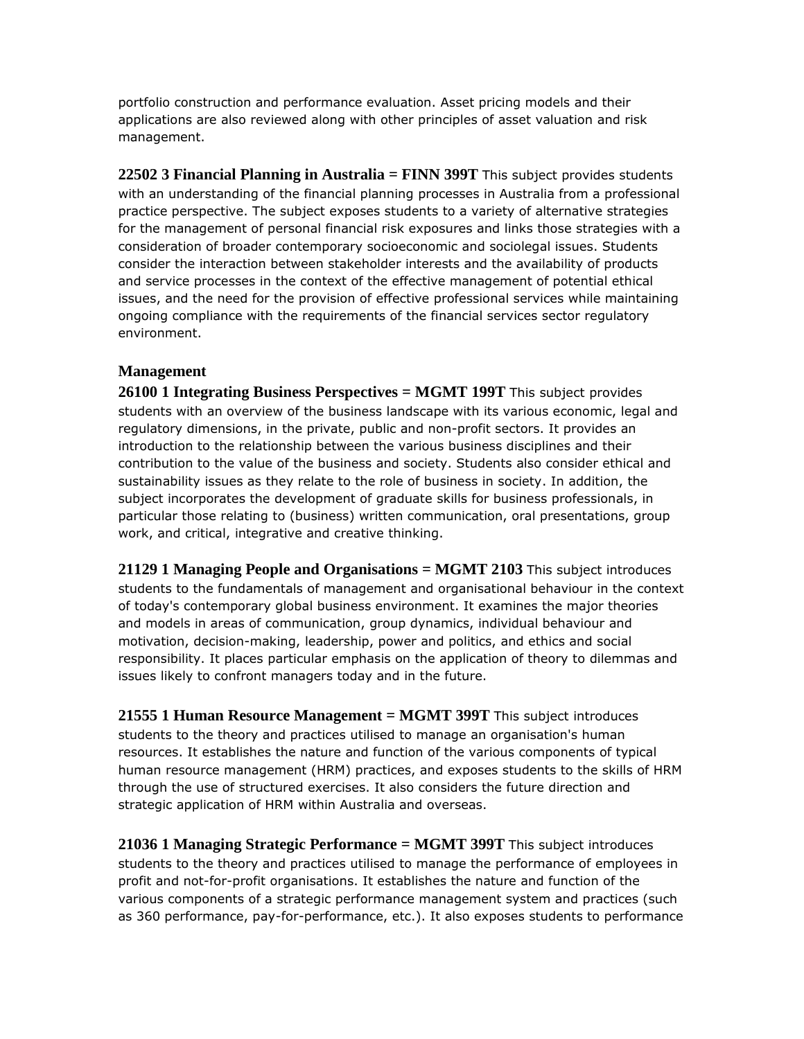portfolio construction and performance evaluation. Asset pricing models and their applications are also reviewed along with other principles of asset valuation and risk management.

**22502 3 Financial Planning in Australia = FINN 399T** This subject provides students with an understanding of the financial planning processes in Australia from a professional practice perspective. The subject exposes students to a variety of alternative strategies for the management of personal financial risk exposures and links those strategies with a consideration of broader contemporary socioeconomic and sociolegal issues. Students consider the interaction between stakeholder interests and the availability of products and service processes in the context of the effective management of potential ethical issues, and the need for the provision of effective professional services while maintaining ongoing compliance with the requirements of the financial services sector regulatory environment.

### Management

**26100 1 Integrating Business Perspectives = MGMT 199T** This subject provides students with an overview of the business landscape with its various economic, legal and regulatory dimensions, in the private, public and non-profit sectors. It provides an introduction to the relationship between the various business disciplines and their contribution to the value of the business and society. Students also consider ethical and sustainability issues as they relate to the role of business in society. In addition, the subject incorporates the development of graduate skills for business professionals, in particular those relating to (business) written communication, oral presentations, group work, and critical, integrative and creative thinking.

**21129 1 Managing People and Organisations = MGMT 2103** This subject introduces students to the fundamentals of management and organisational behaviour in the context of today's contemporary global business environment. It examines the major theories and models in areas of communication, group dynamics, individual behaviour and motivation, decision-making, leadership, power and politics, and ethics and social responsibility. It places particular emphasis on the application of theory to dilemmas and issues likely to confront managers today and in the future.

**21555 1 Human Resource Management = MGMT 399T** This subject introduces students to the theory and practices utilised to manage an organisation's human resources. It establishes the nature and function of the various components of typical human resource management (HRM) practices, and exposes students to the skills of HRM through the use of structured exercises. It also considers the future direction and strategic application of HRM within Australia and overseas.

**21036 1 Managing Strategic Performance = MGMT 399T** This subject introduces students to the theory and practices utilised to manage the performance of employees in profit and not-for-profit organisations. It establishes the nature and function of the various components of a strategic performance management system and practices (such as 360 performance, pay-for-performance, etc.). It also exposes students to performance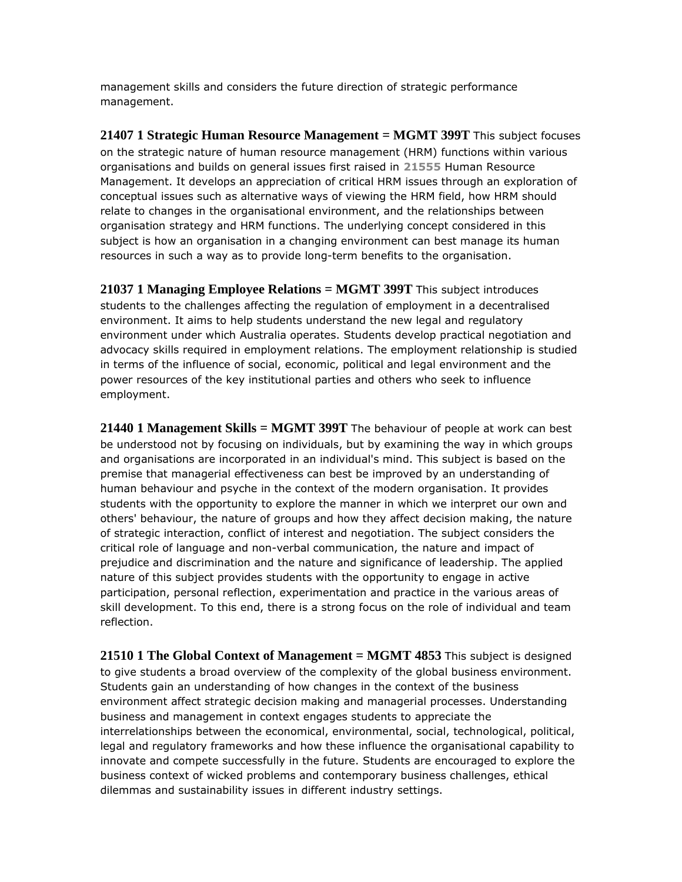management skills and considers the future direction of strategic performance management.

**21407 1 Strategic Human Resource Management = MGMT 399T** This subject focuses on the strategic nature of human resource management (HRM) functions within various organisations and builds on general issues first raised in **21555** Human Resource Management. It develops an appreciation of critical HRM issues through an exploration of conceptual issues such as alternative ways of viewing the HRM field, how HRM should relate to changes in the organisational environment, and the relationships between organisation strategy and HRM functions. The underlying concept considered in this subject is how an organisation in a changing environment can best manage its human resources in such a way as to provide long-term benefits to the organisation.

**21037 1 Managing Employee Relations = MGMT 399T** This subject introduces students to the challenges affecting the regulation of employment in a decentralised environment. It aims to help students understand the new legal and regulatory environment under which Australia operates. Students develop practical negotiation and advocacy skills required in employment relations. The employment relationship is studied in terms of the influence of social, economic, political and legal environment and the power resources of the key institutional parties and others who seek to influence employment.

**21440 1 Management Skills = MGMT 399T** The behaviour of people at work can best be understood not by focusing on individuals, but by examining the way in which groups and organisations are incorporated in an individual's mind. This subject is based on the premise that managerial effectiveness can best be improved by an understanding of human behaviour and psyche in the context of the modern organisation. It provides students with the opportunity to explore the manner in which we interpret our own and others' behaviour, the nature of groups and how they affect decision making, the nature of strategic interaction, conflict of interest and negotiation. The subject considers the critical role of language and non-verbal communication, the nature and impact of prejudice and discrimination and the nature and significance of leadership. The applied nature of this subject provides students with the opportunity to engage in active participation, personal reflection, experimentation and practice in the various areas of skill development. To this end, there is a strong focus on the role of individual and team reflection.

**21510 1 The Global Context of Management = MGMT 4853** This subject is designed to give students a broad overview of the complexity of the global business environment. Students gain an understanding of how changes in the context of the business environment affect strategic decision making and managerial processes. Understanding business and management in context engages students to appreciate the interrelationships between the economical, environmental, social, technological, political, legal and regulatory frameworks and how these influence the organisational capability to innovate and compete successfully in the future. Students are encouraged to explore the business context of wicked problems and contemporary business challenges, ethical dilemmas and sustainability issues in different industry settings.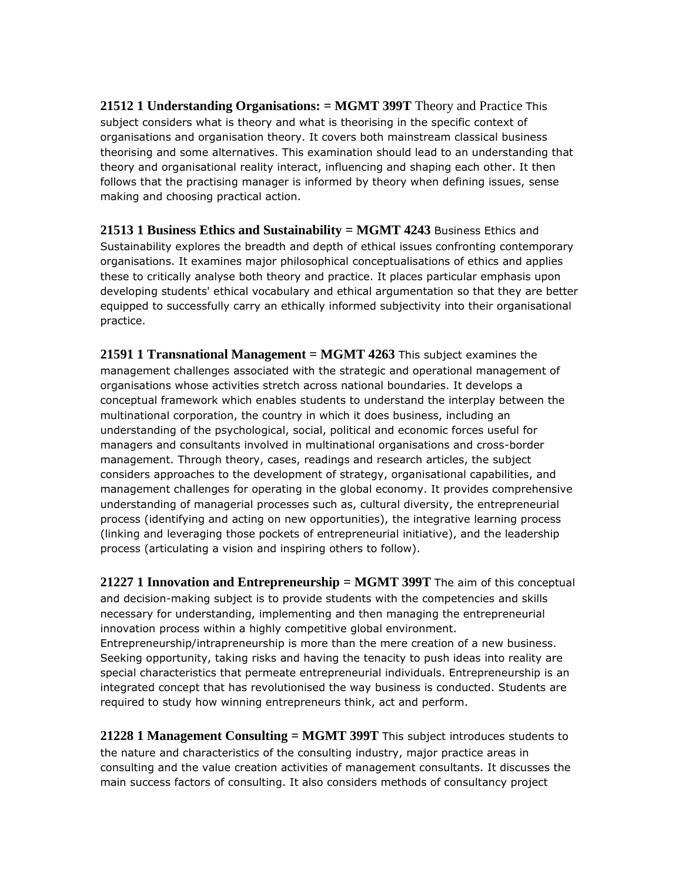**21512 1 Understanding Organisations: = MGMT 399T** Theory and Practice This subject considers what is theory and what is theorising in the specific context of organisations and organisation theory. It covers both mainstream classical business theorising and some alternatives. This examination should lead to an understanding that theory and organisational reality interact, influencing and shaping each other. It then follows that the practising manager is informed by theory when defining issues, sense making and choosing practical action.

**21513 1 Business Ethics and Sustainability = MGMT 4243** Business Ethics and Sustainability explores the breadth and depth of ethical issues confronting contemporary organisations. It examines major philosophical conceptualisations of ethics and applies these to critically analyse both theory and practice. It places particular emphasis upon developing students' ethical vocabulary and ethical argumentation so that they are better equipped to successfully carry an ethically informed subjectivity into their organisational practice.

**21591 1 Transnational Management = MGMT 4263** This subject examines the management challenges associated with the strategic and operational management of organisations whose activities stretch across national boundaries. It develops a conceptual framework which enables students to understand the interplay between the multinational corporation, the country in which it does business, including an understanding of the psychological, social, political and economic forces useful for managers and consultants involved in multinational organisations and cross-border management. Through theory, cases, readings and research articles, the subject considers approaches to the development of strategy, organisational capabilities, and management challenges for operating in the global economy. It provides comprehensive understanding of managerial processes such as, cultural diversity, the entrepreneurial process (identifying and acting on new opportunities), the integrative learning process (linking and leveraging those pockets of entrepreneurial initiative), and the leadership process (articulating a vision and inspiring others to follow).

**21227 1 Innovation and Entrepreneurship = MGMT 399T** The aim of this conceptual and decision-making subject is to provide students with the competencies and skills necessary for understanding, implementing and then managing the entrepreneurial innovation process within a highly competitive global environment. Entrepreneurship/intrapreneurship is more than the mere creation of a new business. Seeking opportunity, taking risks and having the tenacity to push ideas into reality are special characteristics that permeate entrepreneurial individuals. Entrepreneurship is an integrated concept that has revolutionised the way business is conducted. Students are required to study how winning entrepreneurs think, act and perform.

**21228 1 Management Consulting = MGMT 399T** This subject introduces students to the nature and characteristics of the consulting industry, major practice areas in consulting and the value creation activities of management consultants. It discusses the main success factors of consulting. It also considers methods of consultancy project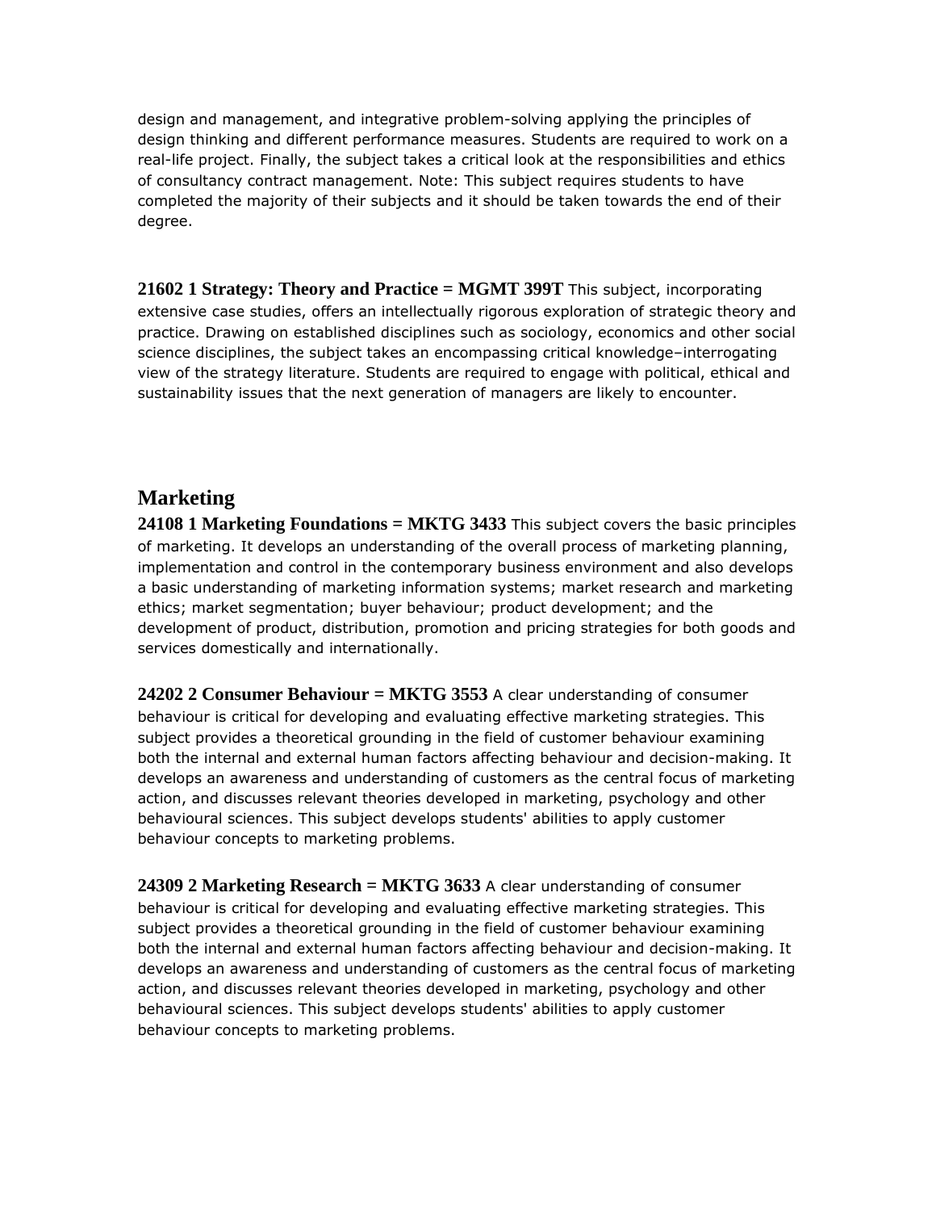design and management, and integrative problem-solving applying the principles of design thinking and different performance measures. Students are required to work on a real-life project. Finally, the subject takes a critical look at the responsibilities and ethics of consultancy contract management. Note: This subject requires students to have completed the majority of their subjects and it should be taken towards the end of their degree.

**21602 1 Strategy: Theory and Practice = MGMT 399T** This subject, incorporating extensive case studies, offers an intellectually rigorous exploration of strategic theory and practice. Drawing on established disciplines such as sociology, economics and other social science disciplines, the subject takes an encompassing critical knowledge–interrogating view of the strategy literature. Students are required to engage with political, ethical and sustainability issues that the next generation of managers are likely to encounter.

## Marketing

**24108 1 Marketing Foundations = MKTG 3433** This subject covers the basic principles of marketing. It develops an understanding of the overall process of marketing planning, implementation and control in the contemporary business environment and also develops a basic understanding of marketing information systems; market research and marketing ethics; market segmentation; buyer behaviour; product development; and the development of product, distribution, promotion and pricing strategies for both goods and services domestically and internationally.

**24202 2 Consumer Behaviour = MKTG 3553** A clear understanding of consumer behaviour is critical for developing and evaluating effective marketing strategies. This subject provides a theoretical grounding in the field of customer behaviour examining both the internal and external human factors affecting behaviour and decision-making. It develops an awareness and understanding of customers as the central focus of marketing action, and discusses relevant theories developed in marketing, psychology and other behavioural sciences. This subject develops students' abilities to apply customer behaviour concepts to marketing problems.

**24309 2 Marketing Research = MKTG 3633** A clear understanding of consumer behaviour is critical for developing and evaluating effective marketing strategies. This subject provides a theoretical grounding in the field of customer behaviour examining both the internal and external human factors affecting behaviour and decision-making. It develops an awareness and understanding of customers as the central focus of marketing action, and discusses relevant theories developed in marketing, psychology and other behavioural sciences. This subject develops students' abilities to apply customer behaviour concepts to marketing problems.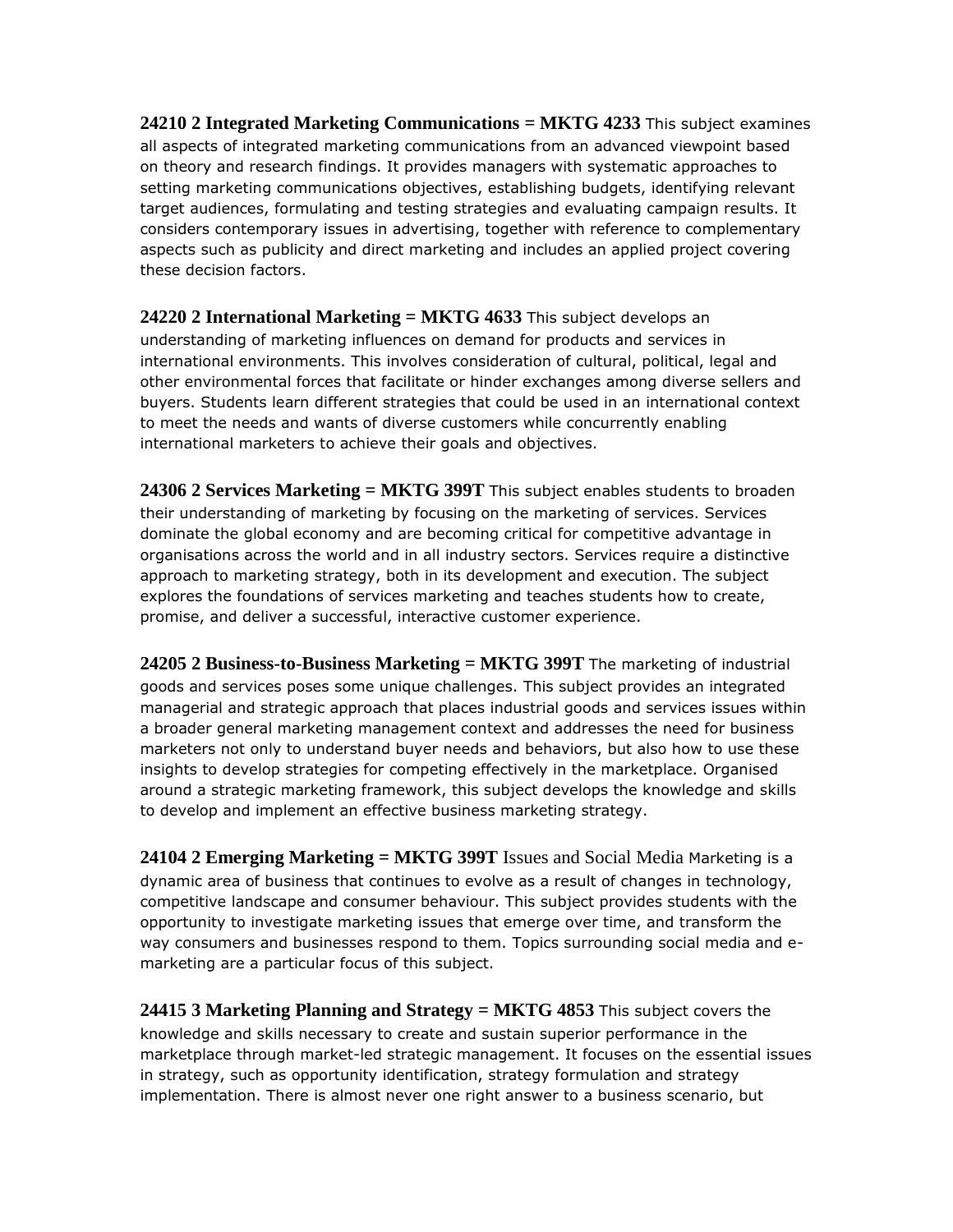**24210 2 Integrated Marketing Communications = MKTG 4233** This subject examines all aspects of integrated marketing communications from an advanced viewpoint based on theory and research findings. It provides managers with systematic approaches to setting marketing communications objectives, establishing budgets, identifying relevant target audiences, formulating and testing strategies and evaluating campaign results. It considers contemporary issues in advertising, together with reference to complementary aspects such as publicity and direct marketing and includes an applied project covering these decision factors.

**24220 2 International Marketing = MKTG 4633** This subject develops an understanding of marketing influences on demand for products and services in international environments. This involves consideration of cultural, political, legal and other environmental forces that facilitate or hinder exchanges among diverse sellers and buyers. Students learn different strategies that could be used in an international context to meet the needs and wants of diverse customers while concurrently enabling international marketers to achieve their goals and objectives.

**24306 2 Services Marketing = MKTG 399T** This subject enables students to broaden their understanding of marketing by focusing on the marketing of services. Services dominate the global economy and are becoming critical for competitive advantage in organisations across the world and in all industry sectors. Services require a distinctive approach to marketing strategy, both in its development and execution. The subject explores the foundations of services marketing and teaches students how to create, promise, and deliver a successful, interactive customer experience.

**24205 2 Business-to-Business Marketing = MKTG 399T** The marketing of industrial goods and services poses some unique challenges. This subject provides an integrated managerial and strategic approach that places industrial goods and services issues within a broader general marketing management context and addresses the need for business marketers not only to understand buyer needs and behaviors, but also how to use these insights to develop strategies for competing effectively in the marketplace. Organised around a strategic marketing framework, this subject develops the knowledge and skills to develop and implement an effective business marketing strategy.

**24104 2 Emerging Marketing = MKTG 399T** Issues and Social Media Marketing is a dynamic area of business that continues to evolve as a result of changes in technology, competitive landscape and consumer behaviour. This subject provides students with the opportunity to investigate marketing issues that emerge over time, and transform the way consumers and businesses respond to them. Topics surrounding social media and e-marketing are a particular focus of this subject.

**24415 3 Marketing Planning and Strategy = MKTG 4853** This subject covers the knowledge and skills necessary to create and sustain superior performance in the marketplace through market-led strategic management. It focuses on the essential issues in strategy, such as opportunity identification, strategy formulation and strategy implementation. There is almost never one right answer to a business scenario, but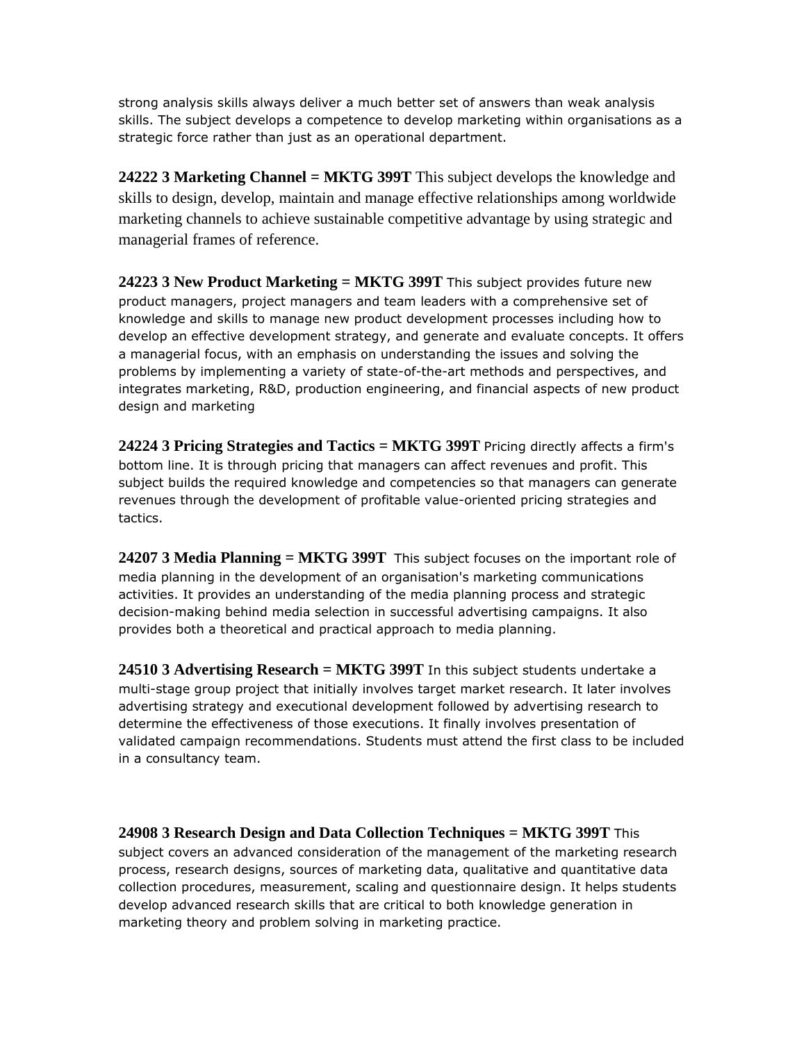strong analysis skills always deliver a much better set of answers than weak analysis skills. The subject develops a competence to develop marketing within organisations as a strategic force rather than just as an operational department.

**24222 3 Marketing Channel = MKTG 399T** This subject develops the knowledge and skills to design, develop, maintain and manage effective relationships among worldwide marketing channels to achieve sustainable competitive advantage by using strategic and managerial frames of reference.

**24223 3 New Product Marketing = MKTG 399T** This subject provides future new product managers, project managers and team leaders with a comprehensive set of knowledge and skills to manage new product development processes including how to develop an effective development strategy, and generate and evaluate concepts. It offers a managerial focus, with an emphasis on understanding the issues and solving the problems by implementing a variety of state-of-the-art methods and perspectives, and integrates marketing, R&D, production engineering, and financial aspects of new product design and marketing

**24224 3 Pricing Strategies and Tactics = MKTG 399T** Pricing directly affects a firm's bottom line. It is through pricing that managers can affect revenues and profit. This subject builds the required knowledge and competencies so that managers can generate revenues through the development of profitable value-oriented pricing strategies and tactics.

**24207 3 Media Planning = MKTG 399T** This subject focuses on the important role of media planning in the development of an organisation's marketing communications activities. It provides an understanding of the media planning process and strategic decision-making behind media selection in successful advertising campaigns. It also provides both a theoretical and practical approach to media planning.

**24510 3 Advertising Research = MKTG 399T** In this subject students undertake a multi-stage group project that initially involves target market research. It later involves advertising strategy and executional development followed by advertising research to determine the effectiveness of those executions. It finally involves presentation of validated campaign recommendations. Students must attend the first class to be included in a consultancy team.

**24908 3 Research Design and Data Collection Techniques = MKTG 399T** This subject covers an advanced consideration of the management of the marketing research process, research designs, sources of marketing data, qualitative and quantitative data collection procedures, measurement, scaling and questionnaire design. It helps students develop advanced research skills that are critical to both knowledge generation in marketing theory and problem solving in marketing practice.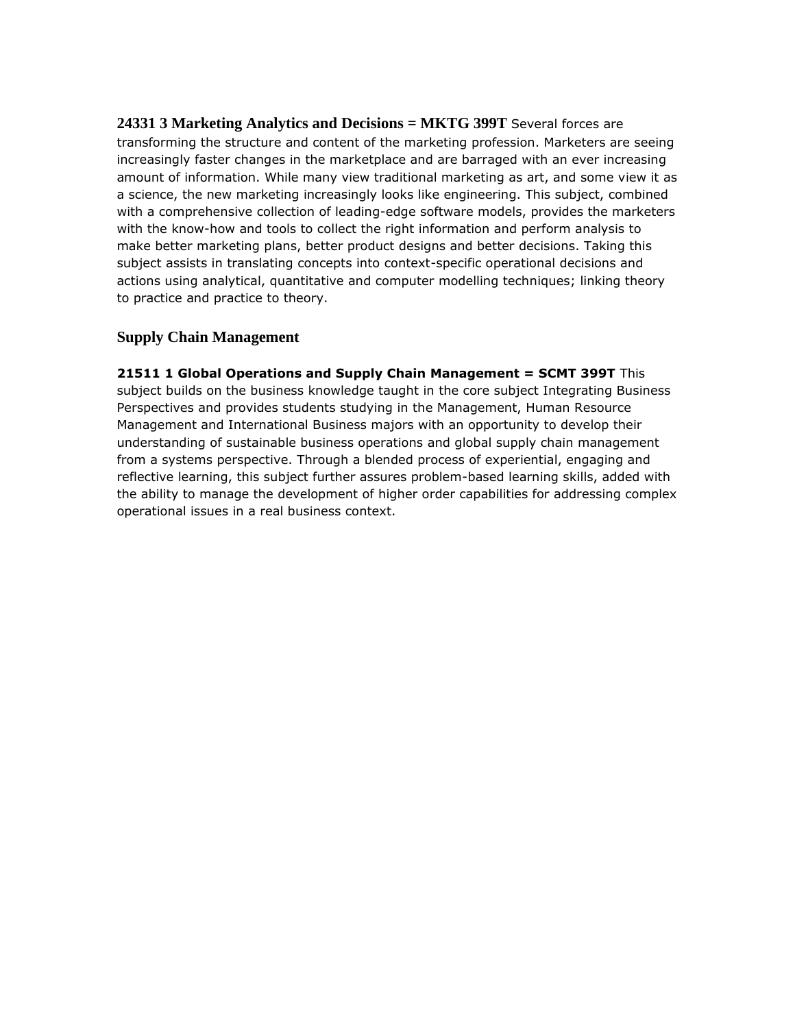**24331 3 Marketing Analytics and Decisions = MKTG 399T** Several forces are transforming the structure and content of the marketing profession. Marketers are seeing increasingly faster changes in the marketplace and are barraged with an ever increasing amount of information. While many view traditional marketing as art, and some view it as a science, the new marketing increasingly looks like engineering. This subject, combined with a comprehensive collection of leading-edge software models, provides the marketers with the know-how and tools to collect the right information and perform analysis to make better marketing plans, better product designs and better decisions. Taking this subject assists in translating concepts into context-specific operational decisions and actions using analytical, quantitative and computer modelling techniques; linking theory to practice and practice to theory.

## Supply Chain Management

**21511 1 Global Operations and Supply Chain Management = SCMT 399T** This subject builds on the business knowledge taught in the core subject Integrating Business Perspectives and provides students studying in the Management, Human Resource Management and International Business majors with an opportunity to develop their understanding of sustainable business operations and global supply chain management from a systems perspective. Through a blended process of experiential, engaging and reflective learning, this subject further assures problem-based learning skills, added with the ability to manage the development of higher order capabilities for addressing complex operational issues in a real business context.